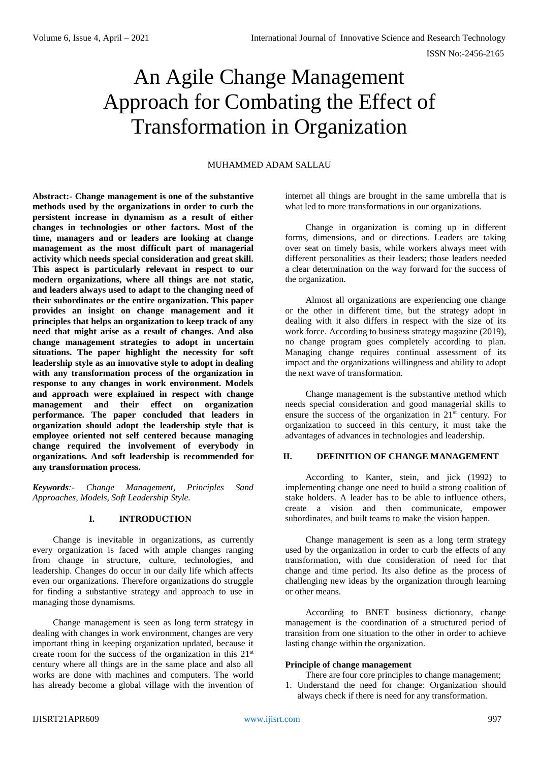# An Agile Change Management Approach for Combating the Effect of Transformation in Organization

MUHAMMED ADAM SALLAU

**Abstract:- Change management is one of the substantive methods used by the organizations in order to curb the persistent increase in dynamism as a result of either changes in technologies or other factors. Most of the time, managers and or leaders are looking at change management as the most difficult part of managerial activity which needs special consideration and great skill. This aspect is particularly relevant in respect to our modern organizations, where all things are not static, and leaders always used to adapt to the changing need of their subordinates or the entire organization. This paper provides an insight on change management and it principles that helps an organization to keep track of any need that might arise as a result of changes. And also change management strategies to adopt in uncertain situations. The paper highlight the necessity for soft leadership style as an innovative style to adopt in dealing with any transformation process of the organization in response to any changes in work environment. Models and approach were explained in respect with change management and their effect on organization performance. The paper concluded that leaders in organization should adopt the leadership style that is employee oriented not self centered because managing change required the involvement of everybody in organizations. And soft leadership is recommended for any transformation process.**

***Keywords**:- Change Management, Principles Sand Approaches, Models, Soft Leadership Style.*

## I. INTRODUCTION

Change is inevitable in organizations, as currently every organization is faced with ample changes ranging from change in structure, culture, technologies, and leadership. Changes do occur in our daily life which affects even our organizations. Therefore organizations do struggle for finding a substantive strategy and approach to use in managing those dynamisms.

Change management is seen as long term strategy in dealing with changes in work environment, changes are very important thing in keeping organization updated, because it create room for the success of the organization in this 21st century where all things are in the same place and also all works are done with machines and computers. The world has already become a global village with the invention of internet all things are brought in the same umbrella that is what led to more transformations in our organizations.

Change in organization is coming up in different forms, dimensions, and or directions. Leaders are taking over seat on timely basis, while workers always meet with different personalities as their leaders; those leaders needed a clear determination on the way forward for the success of the organization.

Almost all organizations are experiencing one change or the other in different time, but the strategy adopt in dealing with it also differs in respect with the size of its work force. According to business strategy magazine (2019), no change program goes completely according to plan. Managing change requires continual assessment of its impact and the organizations willingness and ability to adopt the next wave of transformation.

Change management is the substantive method which needs special consideration and good managerial skills to ensure the success of the organization in 21st century. For organization to succeed in this century, it must take the advantages of advances in technologies and leadership.

## II. DEFINITION OF CHANGE MANAGEMENT

According to Kanter, stein, and jick (1992) to implementing change one need to build a strong coalition of stake holders. A leader has to be able to influence others, create a vision and then communicate, empower subordinates, and built teams to make the vision happen.

Change management is seen as a long term strategy used by the organization in order to curb the effects of any transformation, with due consideration of need for that change and time period. Its also define as the process of challenging new ideas by the organization through learning or other means.

According to BNET business dictionary, change management is the coordination of a structured period of transition from one situation to the other in order to achieve lasting change within the organization.

### Principle of change management

There are four core principles to change management;

1. Understand the need for change: Organization should always check if there is need for any transformation.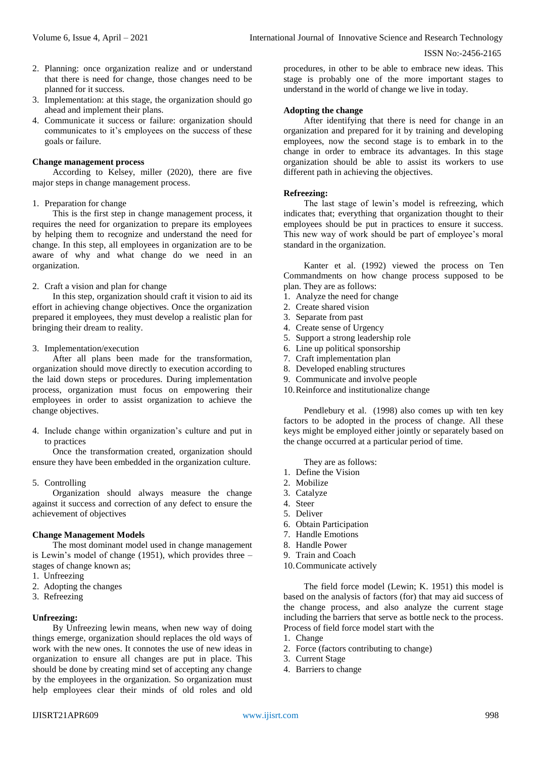2. Planning: once organization realize and or understand that there is need for change, those changes need to be planned for it success.
3. Implementation: at this stage, the organization should go ahead and implement their plans.
4. Communicate it success or failure: organization should communicates to it's employees on the success of these goals or failure.

**Change management process**

According to Kelsey, miller (2020), there are five major steps in change management process.

1. Preparation for change

This is the first step in change management process, it requires the need for organization to prepare its employees by helping them to recognize and understand the need for change. In this step, all employees in organization are to be aware of why and what change do we need in an organization.

2. Craft a vision and plan for change

In this step, organization should craft it vision to aid its effort in achieving change objectives. Once the organization prepared it employees, they must develop a realistic plan for bringing their dream to reality.

3. Implementation/execution

After all plans been made for the transformation, organization should move directly to execution according to the laid down steps or procedures. During implementation process, organization must focus on empowering their employees in order to assist organization to achieve the change objectives.

4. Include change within organization's culture and put in to practices

Once the transformation created, organization should ensure they have been embedded in the organization culture.

5. Controlling

Organization should always measure the change against it success and correction of any defect to ensure the achievement of objectives

**Change Management Models**

The most dominant model used in change management is Lewin's model of change (1951), which provides three – stages of change known as;

1. Unfreezing
2. Adopting the changes
3. Refreezing

**Unfreezing:**

By Unfreezing lewin means, when new way of doing things emerge, organization should replaces the old ways of work with the new ones. It connotes the use of new ideas in organization to ensure all changes are put in place. This should be done by creating mind set of accepting any change by the employees in the organization. So organization must help employees clear their minds of old roles and old procedures, in other to be able to embrace new ideas. This stage is probably one of the more important stages to understand in the world of change we live in today.

**Adopting the change**

After identifying that there is need for change in an organization and prepared for it by training and developing employees, now the second stage is to embark in to the change in order to embrace its advantages. In this stage organization should be able to assist its workers to use different path in achieving the objectives.

**Refreezing:**

The last stage of lewin's model is refreezing, which indicates that; everything that organization thought to their employees should be put in practices to ensure it success. This new way of work should be part of employee's moral standard in the organization.

Kanter et al. (1992) viewed the process on Ten Commandments on how change process supposed to be plan. They are as follows:

1. Analyze the need for change
2. Create shared vision
3. Separate from past
4. Create sense of Urgency
5. Support a strong leadership role
6. Line up political sponsorship
7. Craft implementation plan
8. Developed enabling structures
9. Communicate and involve people
10. Reinforce and institutionalize change

Pendlebury et al. (1998) also comes up with ten key factors to be adopted in the process of change. All these keys might be employed either jointly or separately based on the change occurred at a particular period of time.

They are as follows:

1. Define the Vision
2. Mobilize
3. Catalyze
4. Steer
5. Deliver
6. Obtain Participation
7. Handle Emotions
8. Handle Power
9. Train and Coach
10. Communicate actively

The field force model (Lewin; K. 1951) this model is based on the analysis of factors (for) that may aid success of the change process, and also analyze the current stage including the barriers that serve as bottle neck to the process. Process of field force model start with the

1. Change
2. Force (factors contributing to change)
3. Current Stage
4. Barriers to change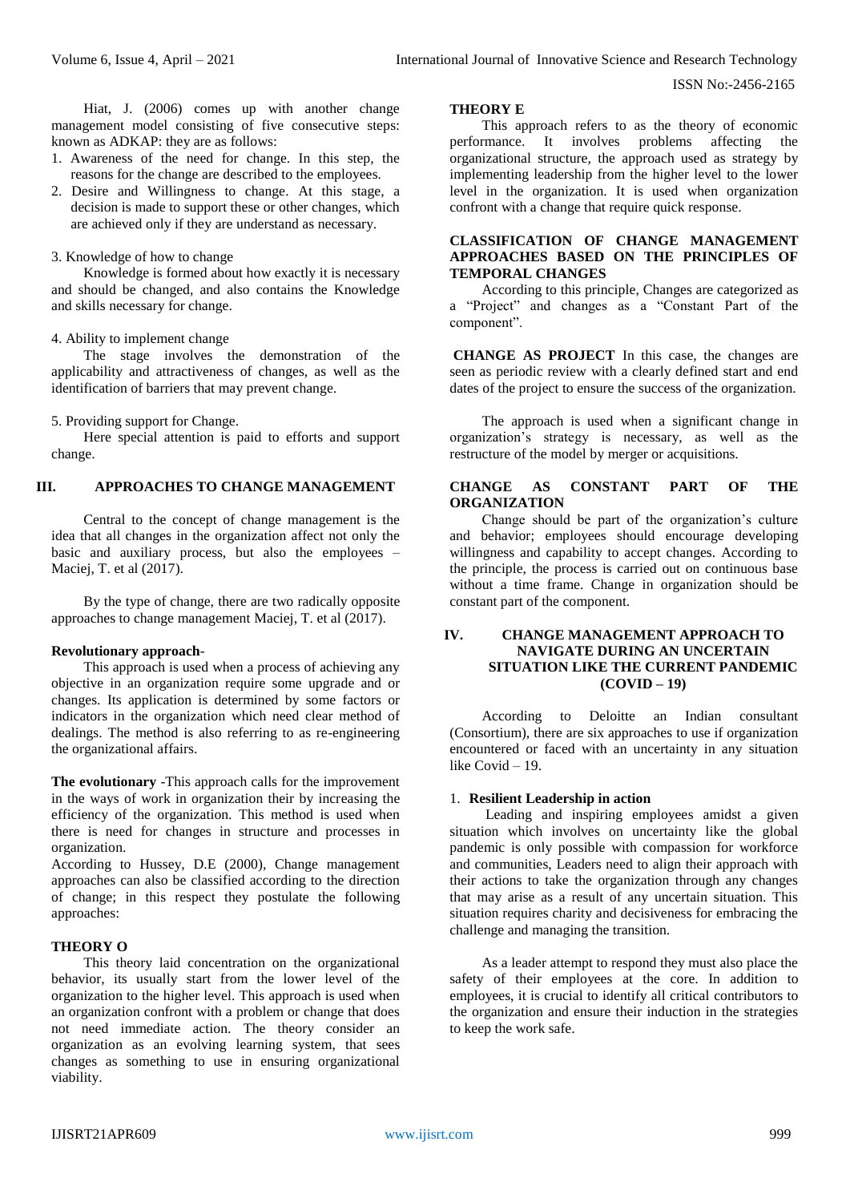Hiat, J. (2006) comes up with another change management model consisting of five consecutive steps: known as ADKAP: they are as follows:

1. Awareness of the need for change. In this step, the reasons for the change are described to the employees.
2. Desire and Willingness to change. At this stage, a decision is made to support these or other changes, which are achieved only if they are understand as necessary.

3. Knowledge of how to change

Knowledge is formed about how exactly it is necessary and should be changed, and also contains the Knowledge and skills necessary for change.

4. Ability to implement change

The stage involves the demonstration of the applicability and attractiveness of changes, as well as the identification of barriers that may prevent change.

5. Providing support for Change.

Here special attention is paid to efforts and support change.

## III. APPROACHES TO CHANGE MANAGEMENT

Central to the concept of change management is the idea that all changes in the organization affect not only the basic and auxiliary process, but also the employees – Maciej, T. et al (2017).

By the type of change, there are two radically opposite approaches to change management Maciej, T. et al (2017).

**Revolutionary approach**-

This approach is used when a process of achieving any objective in an organization require some upgrade and or changes. Its application is determined by some factors or indicators in the organization which need clear method of dealings. The method is also referring to as re-engineering the organizational affairs.

**The evolutionary** -This approach calls for the improvement in the ways of work in organization their by increasing the efficiency of the organization. This method is used when there is need for changes in structure and processes in organization.

According to Hussey, D.E (2000), Change management approaches can also be classified according to the direction of change; in this respect they postulate the following approaches:

**THEORY O**

This theory laid concentration on the organizational behavior, its usually start from the lower level of the organization to the higher level. This approach is used when an organization confront with a problem or change that does not need immediate action. The theory consider an organization as an evolving learning system, that sees changes as something to use in ensuring organizational viability.

**THEORY E**

This approach refers to as the theory of economic performance. It involves problems affecting the organizational structure, the approach used as strategy by implementing leadership from the higher level to the lower level in the organization. It is used when organization confront with a change that require quick response.

**CLASSIFICATION OF CHANGE MANAGEMENT APPROACHES BASED ON THE PRINCIPLES OF TEMPORAL CHANGES**

According to this principle, Changes are categorized as a "Project" and changes as a "Constant Part of the component".

**CHANGE AS PROJECT** In this case, the changes are seen as periodic review with a clearly defined start and end dates of the project to ensure the success of the organization.

The approach is used when a significant change in organization's strategy is necessary, as well as the restructure of the model by merger or acquisitions.

**CHANGE AS CONSTANT PART OF THE ORGANIZATION**

Change should be part of the organization's culture and behavior; employees should encourage developing willingness and capability to accept changes. According to the principle, the process is carried out on continuous base without a time frame. Change in organization should be constant part of the component.

## IV. CHANGE MANAGEMENT APPROACH TO NAVIGATE DURING AN UNCERTAIN SITUATION LIKE THE CURRENT PANDEMIC (COVID – 19)

According to Deloitte an Indian consultant (Consortium), there are six approaches to use if organization encountered or faced with an uncertainty in any situation like Covid – 19.

1. **Resilient Leadership in action**

Leading and inspiring employees amidst a given situation which involves on uncertainty like the global pandemic is only possible with compassion for workforce and communities, Leaders need to align their approach with their actions to take the organization through any changes that may arise as a result of any uncertain situation. This situation requires charity and decisiveness for embracing the challenge and managing the transition.

As a leader attempt to respond they must also place the safety of their employees at the core. In addition to employees, it is crucial to identify all critical contributors to the organization and ensure their induction in the strategies to keep the work safe.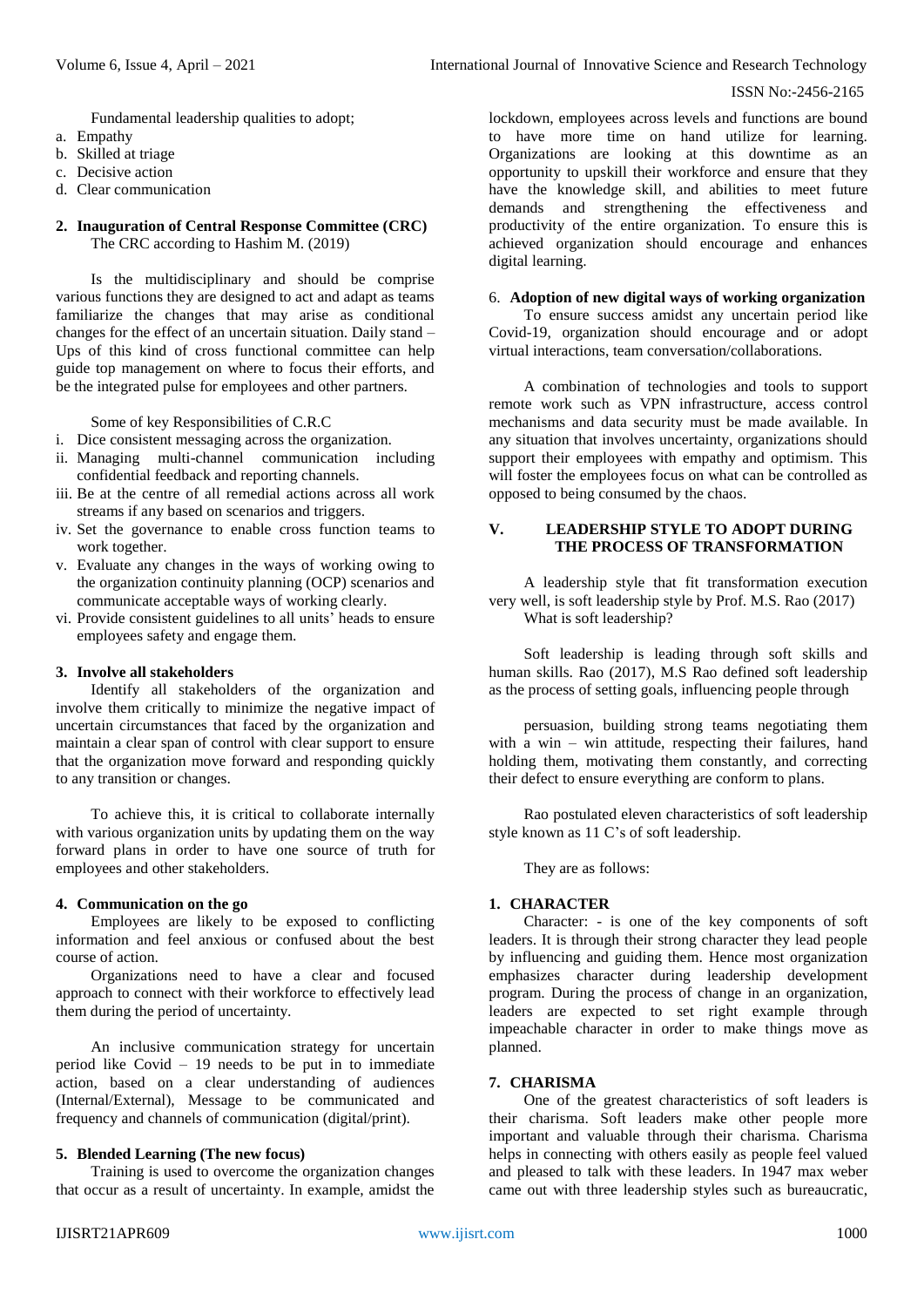Fundamental leadership qualities to adopt;

a. Empathy
b. Skilled at triage
c. Decisive action
d. Clear communication

**2. Inauguration of Central Response Committee (CRC)**

The CRC according to Hashim M. (2019)

Is the multidisciplinary and should be comprise various functions they are designed to act and adapt as teams familiarize the changes that may arise as conditional changes for the effect of an uncertain situation. Daily stand – Ups of this kind of cross functional committee can help guide top management on where to focus their efforts, and be the integrated pulse for employees and other partners.

Some of key Responsibilities of C.R.C

i. Dice consistent messaging across the organization.
ii. Managing multi-channel communication including confidential feedback and reporting channels.
iii. Be at the centre of all remedial actions across all work streams if any based on scenarios and triggers.
iv. Set the governance to enable cross function teams to work together.
v. Evaluate any changes in the ways of working owing to the organization continuity planning (OCP) scenarios and communicate acceptable ways of working clearly.
vi. Provide consistent guidelines to all units' heads to ensure employees safety and engage them.

**3. Involve all stakeholders**

Identify all stakeholders of the organization and involve them critically to minimize the negative impact of uncertain circumstances that faced by the organization and maintain a clear span of control with clear support to ensure that the organization move forward and responding quickly to any transition or changes.

To achieve this, it is critical to collaborate internally with various organization units by updating them on the way forward plans in order to have one source of truth for employees and other stakeholders.

**4. Communication on the go**

Employees are likely to be exposed to conflicting information and feel anxious or confused about the best course of action.

Organizations need to have a clear and focused approach to connect with their workforce to effectively lead them during the period of uncertainty.

An inclusive communication strategy for uncertain period like Covid – 19 needs to be put in to immediate action, based on a clear understanding of audiences (Internal/External), Message to be communicated and frequency and channels of communication (digital/print).

**5. Blended Learning (The new focus)**

Training is used to overcome the organization changes that occur as a result of uncertainty. In example, amidst the lockdown, employees across levels and functions are bound to have more time on hand utilize for learning. Organizations are looking at this downtime as an opportunity to upskill their workforce and ensure that they have the knowledge skill, and abilities to meet future demands and strengthening the effectiveness and productivity of the entire organization. To ensure this is achieved organization should encourage and enhances digital learning.

6. **Adoption of new digital ways of working organization**

To ensure success amidst any uncertain period like Covid-19, organization should encourage and or adopt virtual interactions, team conversation/collaborations.

A combination of technologies and tools to support remote work such as VPN infrastructure, access control mechanisms and data security must be made available. In any situation that involves uncertainty, organizations should support their employees with empathy and optimism. This will foster the employees focus on what can be controlled as opposed to being consumed by the chaos.

## V. LEADERSHIP STYLE TO ADOPT DURING THE PROCESS OF TRANSFORMATION

A leadership style that fit transformation execution very well, is soft leadership style by Prof. M.S. Rao (2017)

What is soft leadership?

Soft leadership is leading through soft skills and human skills. Rao (2017), M.S Rao defined soft leadership as the process of setting goals, influencing people through persuasion, building strong teams negotiating them with a win – win attitude, respecting their failures, hand holding them, motivating them constantly, and correcting their defect to ensure everything are conform to plans.

Rao postulated eleven characteristics of soft leadership style known as 11 C's of soft leadership.

They are as follows:

**1. CHARACTER**

Character: - is one of the key components of soft leaders. It is through their strong character they lead people by influencing and guiding them. Hence most organization emphasizes character during leadership development program. During the process of change in an organization, leaders are expected to set right example through impeachable character in order to make things move as planned.

**7. CHARISMA**

One of the greatest characteristics of soft leaders is their charisma. Soft leaders make other people more important and valuable through their charisma. Charisma helps in connecting with others easily as people feel valued and pleased to talk with these leaders. In 1947 max weber came out with three leadership styles such as bureaucratic,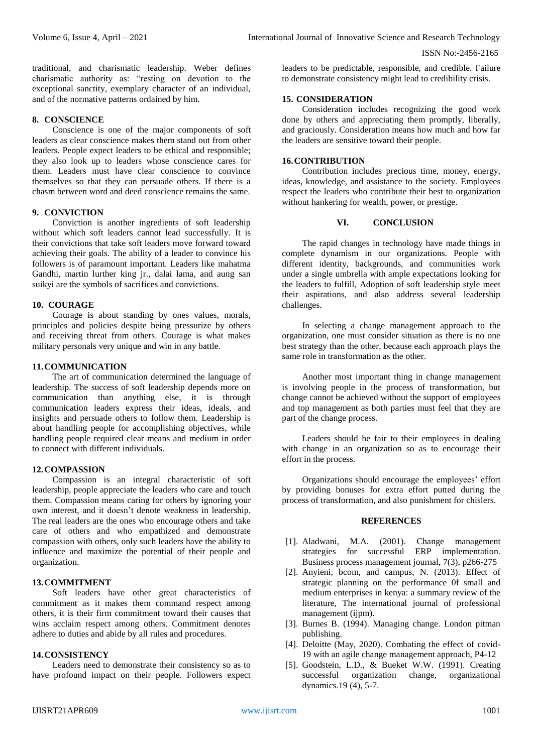traditional, and charismatic leadership. Weber defines charismatic authority as: "resting on devotion to the exceptional sanctity, exemplary character of an individual, and of the normative patterns ordained by him.

### 8. CONSCIENCE

Conscience is one of the major components of soft leaders as clear conscience makes them stand out from other leaders. People expect leaders to be ethical and responsible; they also look up to leaders whose conscience cares for them. Leaders must have clear conscience to convince themselves so that they can persuade others. If there is a chasm between word and deed conscience remains the same.

### 9. CONVICTION

Conviction is another ingredients of soft leadership without which soft leaders cannot lead successfully. It is their convictions that take soft leaders move forward toward achieving their goals. The ability of a leader to convince his followers is of paramount important. Leaders like mahatma Gandhi, martin lurther king jr., dalai lama, and aung san suikyi are the symbols of sacrifices and convictions.

### 10. COURAGE

Courage is about standing by ones values, morals, principles and policies despite being pressurize by others and receiving threat from others. Courage is what makes military personals very unique and win in any battle.

### 11. COMMUNICATION

The art of communication determined the language of leadership. The success of soft leadership depends more on communication than anything else, it is through communication leaders express their ideas, ideals, and insights and persuade others to follow them. Leadership is about handling people for accomplishing objectives, while handling people required clear means and medium in order to connect with different individuals.

### 12. COMPASSION

Compassion is an integral characteristic of soft leadership, people appreciate the leaders who care and touch them. Compassion means caring for others by ignoring your own interest, and it doesn't denote weakness in leadership. The real leaders are the ones who encourage others and take care of others and who empathized and demonstrate compassion with others, only such leaders have the ability to influence and maximize the potential of their people and organization.

### 13. COMMITMENT

Soft leaders have other great characteristics of commitment as it makes them command respect among others, it is their firm commitment toward their causes that wins acclaim respect among others. Commitment denotes adhere to duties and abide by all rules and procedures.

### 14. CONSISTENCY

Leaders need to demonstrate their consistency so as to have profound impact on their people. Followers expect leaders to be predictable, responsible, and credible. Failure to demonstrate consistency might lead to credibility crisis.

### 15. CONSIDERATION

Consideration includes recognizing the good work done by others and appreciating them promptly, liberally, and graciously. Consideration means how much and how far the leaders are sensitive toward their people.

### 16. CONTRIBUTION

Contribution includes precious time, money, energy, ideas, knowledge, and assistance to the society. Employees respect the leaders who contribute their best to organization without hankering for wealth, power, or prestige.

## VI. CONCLUSION

The rapid changes in technology have made things in complete dynamism in our organizations. People with different identity, backgrounds, and communities work under a single umbrella with ample expectations looking for the leaders to fulfill, Adoption of soft leadership style meet their aspirations, and also address several leadership challenges.

In selecting a change management approach to the organization, one must consider situation as there is no one best strategy than the other, because each approach plays the same role in transformation as the other.

Another most important thing in change management is involving people in the process of transformation, but change cannot be achieved without the support of employees and top management as both parties must feel that they are part of the change process.

Leaders should be fair to their employees in dealing with change in an organization so as to encourage their effort in the process.

Organizations should encourage the employees' effort by providing bonuses for extra effort putted during the process of transformation, and also punishment for chislers.

## REFERENCES

[1]. Aladwani, M.A. (2001). Change management strategies for successful ERP implementation. Business process management journal, 7(3), p266-275

[2]. Anyieni, bcom, and campus, N. (2013). Effect of strategic planning on the performance 0f small and medium enterprises in kenya: a summary review of the literature, The international journal of professional management (ijpm).

[3]. Burnes B. (1994). Managing change. London pitman publishing.

[4]. Deloitte (May, 2020). Combating the effect of covid-19 with an agile change management approach, P4-12

[5]. Goodstein, L.D., & Bueket W.W. (1991). Creating successful organization change, organizational dynamics.19 (4), 5-7.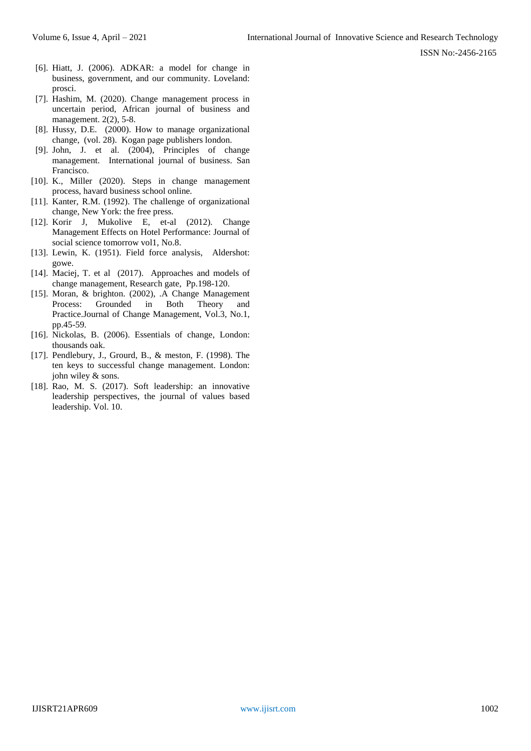[6]. Hiatt, J. (2006). ADKAR: a model for change in business, government, and our community. Loveland: prosci.

[7]. Hashim, M. (2020). Change management process in uncertain period, African journal of business and management. 2(2), 5-8.

[8]. Hussy, D.E. (2000). How to manage organizational change, (vol. 28). Kogan page publishers london.

[9]. John, J. et al. (2004), Principles of change management. International journal of business. San Francisco.

[10]. K., Miller (2020). Steps in change management process, havard business school online.

[11]. Kanter, R.M. (1992). The challenge of organizational change, New York: the free press.

[12]. Korir J, Mukolive E, et-al (2012). Change Management Effects on Hotel Performance: Journal of social science tomorrow vol1, No.8.

[13]. Lewin, K. (1951). Field force analysis, Aldershot: gowe.

[14]. Maciej, T. et al (2017). Approaches and models of change management, Research gate, Pp.198-120.

[15]. Moran, & brighton. (2002), .A Change Management Process: Grounded in Both Theory and Practice.Journal of Change Management, Vol.3, No.1, pp.45-59.

[16]. Nickolas, B. (2006). Essentials of change, London: thousands oak.

[17]. Pendlebury, J., Grourd, B., & meston, F. (1998). The ten keys to successful change management. London: john wiley & sons.

[18]. Rao, M. S. (2017). Soft leadership: an innovative leadership perspectives, the journal of values based leadership. Vol. 10.